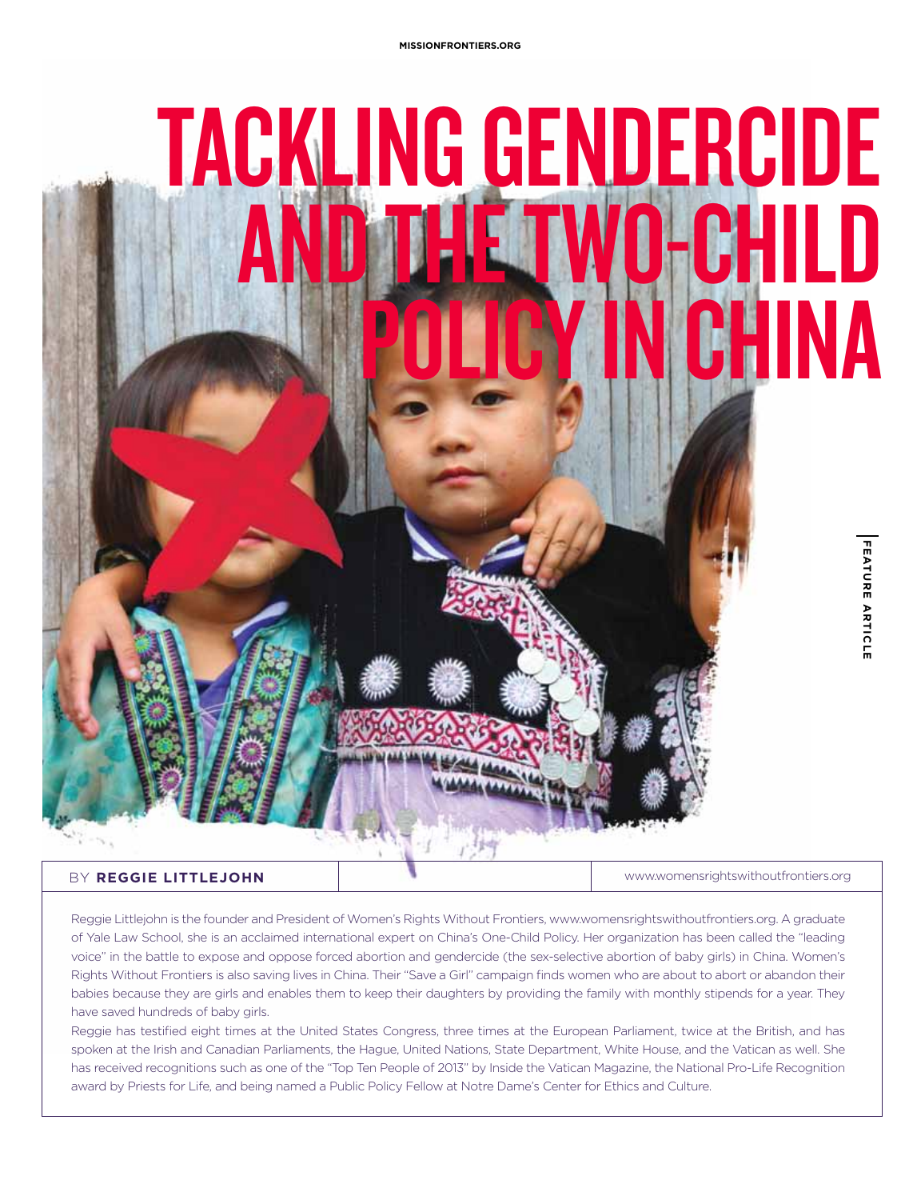# TACKLING GENDERCIDE AND THE TWO-CHILD POLICY IN CHINA

BY **REGGIE LITTLEJOHN**

www.womensrightswithoutfrontiers.org

Reggie Littlejohn is the founder and President of Women's Rights Without Frontiers, www.womensrightswithoutfrontiers.org. A graduate of Yale Law School, she is an acclaimed international expert on China's One-Child Policy. Her organization has been called the "leading voice" in the battle to expose and oppose forced abortion and gendercide (the sex-selective abortion of baby girls) in China. Women's Rights Without Frontiers is also saving lives in China. Their "Save a Girl" campaign finds women who are about to abort or abandon their babies because they are girls and enables them to keep their daughters by providing the family with monthly stipends for a year. They have saved hundreds of baby girls.

Reggie has testified eight times at the United States Congress, three times at the European Parliament, twice at the British, and has spoken at the Irish and Canadian Parliaments, the Hague, United Nations, State Department, White House, and the Vatican as well. She has received recognitions such as one of the "Top Ten People of 2013" by Inside the Vatican Magazine, the National Pro-Life Recognition award by Priests for Life, and being named a Public Policy Fellow at Notre Dame's Center for Ethics and Culture.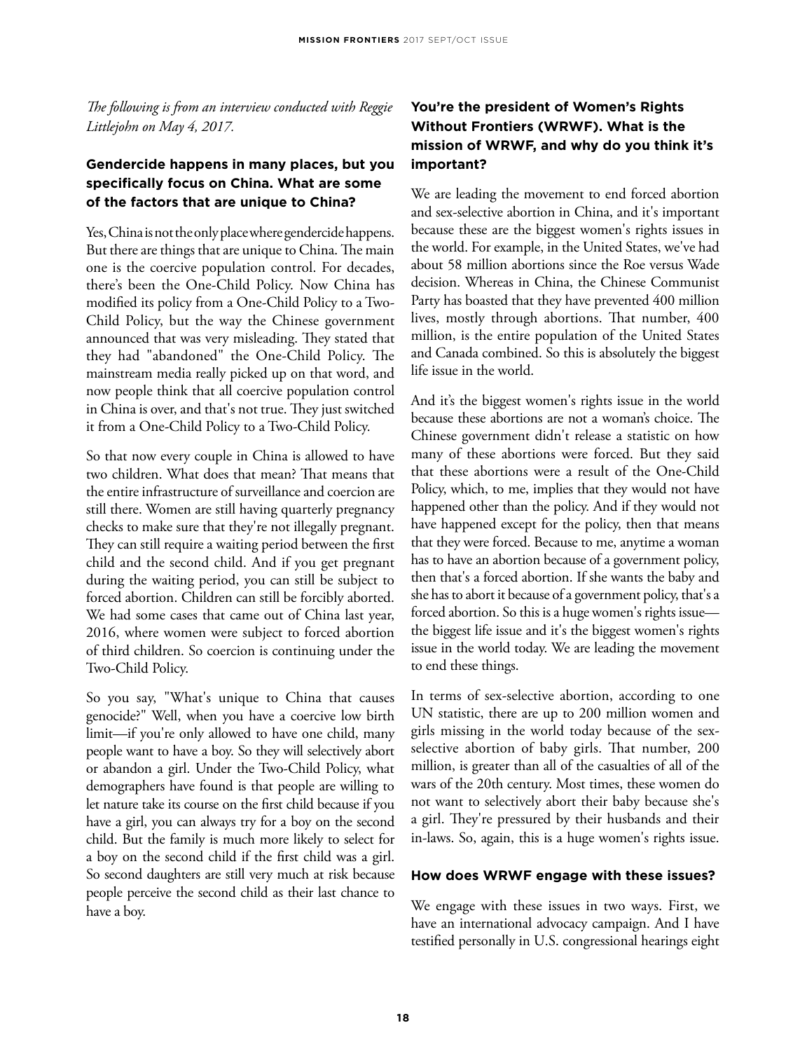*The following is from an interview conducted with Reggie Littlejohn on May 4, 2017.*

### Gendercide happens in many places, but you specifically focus on China. What are some of the factors that are unique to China?

Yes, China is not the only place where gendercide happens. But there are things that are unique to China. The main one is the coercive population control. For decades, there's been the One-Child Policy. Now China has modified its policy from a One-Child Policy to a Two-Child Policy, but the way the Chinese government announced that was very misleading. They stated that they had "abandoned" the One-Child Policy. The mainstream media really picked up on that word, and now people think that all coercive population control in China is over, and that's not true. They just switched it from a One-Child Policy to a Two-Child Policy.

So that now every couple in China is allowed to have two children. What does that mean? That means that the entire infrastructure of surveillance and coercion are still there. Women are still having quarterly pregnancy checks to make sure that they're not illegally pregnant. They can still require a waiting period between the first child and the second child. And if you get pregnant during the waiting period, you can still be subject to forced abortion. Children can still be forcibly aborted. We had some cases that came out of China last year, 2016, where women were subject to forced abortion of third children. So coercion is continuing under the Two-Child Policy.

So you say, "What's unique to China that causes genocide?" Well, when you have a coercive low birth limit—if you're only allowed to have one child, many people want to have a boy. So they will selectively abort or abandon a girl. Under the Two-Child Policy, what demographers have found is that people are willing to let nature take its course on the first child because if you have a girl, you can always try for a boy on the second child. But the family is much more likely to select for a boy on the second child if the first child was a girl. So second daughters are still very much at risk because people perceive the second child as their last chance to have a boy.

### You're the president of Women's Rights Without Frontiers (WRWF). What is the mission of WRWF, and why do you think it's important?

We are leading the movement to end forced abortion and sex-selective abortion in China, and it's important because these are the biggest women's rights issues in the world. For example, in the United States, we've had about 58 million abortions since the Roe versus Wade decision. Whereas in China, the Chinese Communist Party has boasted that they have prevented 400 million lives, mostly through abortions. That number, 400 million, is the entire population of the United States and Canada combined. So this is absolutely the biggest life issue in the world.

And it's the biggest women's rights issue in the world because these abortions are not a woman's choice. The Chinese government didn't release a statistic on how many of these abortions were forced. But they said that these abortions were a result of the One-Child Policy, which, to me, implies that they would not have happened other than the policy. And if they would not have happened except for the policy, then that means that they were forced. Because to me, anytime a woman has to have an abortion because of a government policy, then that's a forced abortion. If she wants the baby and she has to abort it because of a government policy, that's a forced abortion. So this is a huge women's rights issue—the biggest life issue and it's the biggest women's rights issue in the world today. We are leading the movement to end these things.

In terms of sex-selective abortion, according to one UN statistic, there are up to 200 million women and girls missing in the world today because of the sex-selective abortion of baby girls. That number, 200 million, is greater than all of the casualties of all of the wars of the 20th century. Most times, these women do not want to selectively abort their baby because she's a girl. They're pressured by their husbands and their in-laws. So, again, this is a huge women's rights issue.

### How does WRWF engage with these issues?

We engage with these issues in two ways. First, we have an international advocacy campaign. And I have testified personally in U.S. congressional hearings eight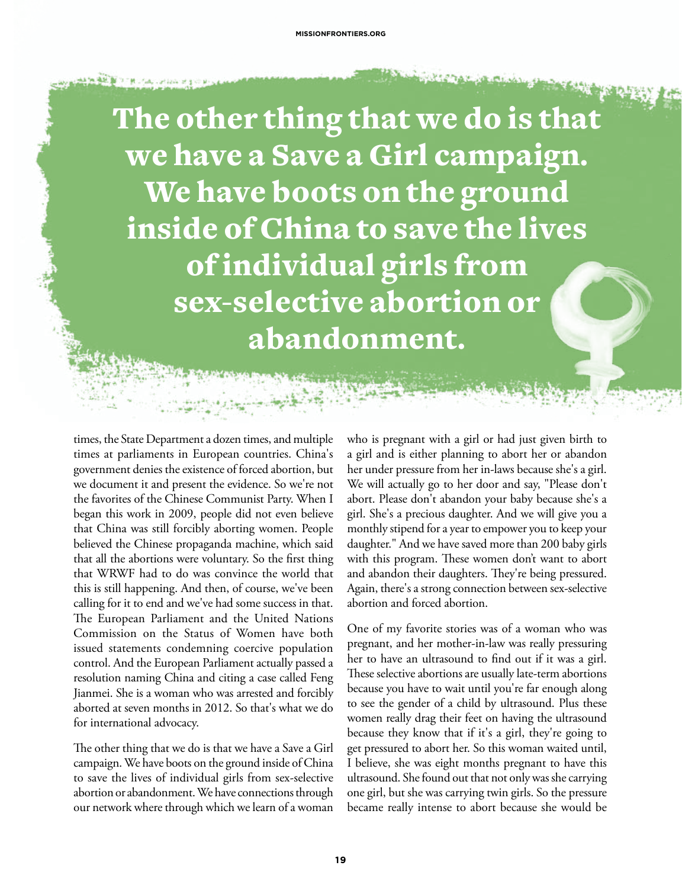> **The other thing that we do is that we have a Save a Girl campaign. We have boots on the ground inside of China to save the lives of individual girls from sex-selective abortion or abandonment.**

times, the State Department a dozen times, and multiple times at parliaments in European countries. China's government denies the existence of forced abortion, but we document it and present the evidence. So we're not the favorites of the Chinese Communist Party. When I began this work in 2009, people did not even believe that China was still forcibly aborting women. People believed the Chinese propaganda machine, which said that all the abortions were voluntary. So the first thing that WRWF had to do was convince the world that this is still happening. And then, of course, we've been calling for it to end and we've had some success in that. The European Parliament and the United Nations Commission on the Status of Women have both issued statements condemning coercive population control. And the European Parliament actually passed a resolution naming China and citing a case called Feng Jianmei. She is a woman who was arrested and forcibly aborted at seven months in 2012. So that's what we do for international advocacy.

The other thing that we do is that we have a Save a Girl campaign. We have boots on the ground inside of China to save the lives of individual girls from sex-selective abortion or abandonment. We have connections through our network where through which we learn of a woman who is pregnant with a girl or had just given birth to a girl and is either planning to abort her or abandon her under pressure from her in-laws because she's a girl. We will actually go to her door and say, "Please don't abort. Please don't abandon your baby because she's a girl. She's a precious daughter. And we will give you a monthly stipend for a year to empower you to keep your daughter." And we have saved more than 200 baby girls with this program. These women don't want to abort and abandon their daughters. They're being pressured. Again, there's a strong connection between sex-selective abortion and forced abortion.

One of my favorite stories was of a woman who was pregnant, and her mother-in-law was really pressuring her to have an ultrasound to find out if it was a girl. These selective abortions are usually late-term abortions because you have to wait until you're far enough along to see the gender of a child by ultrasound. Plus these women really drag their feet on having the ultrasound because they know that if it's a girl, they're going to get pressured to abort her. So this woman waited until, I believe, she was eight months pregnant to have this ultrasound. She found out that not only was she carrying one girl, but she was carrying twin girls. So the pressure became really intense to abort because she would be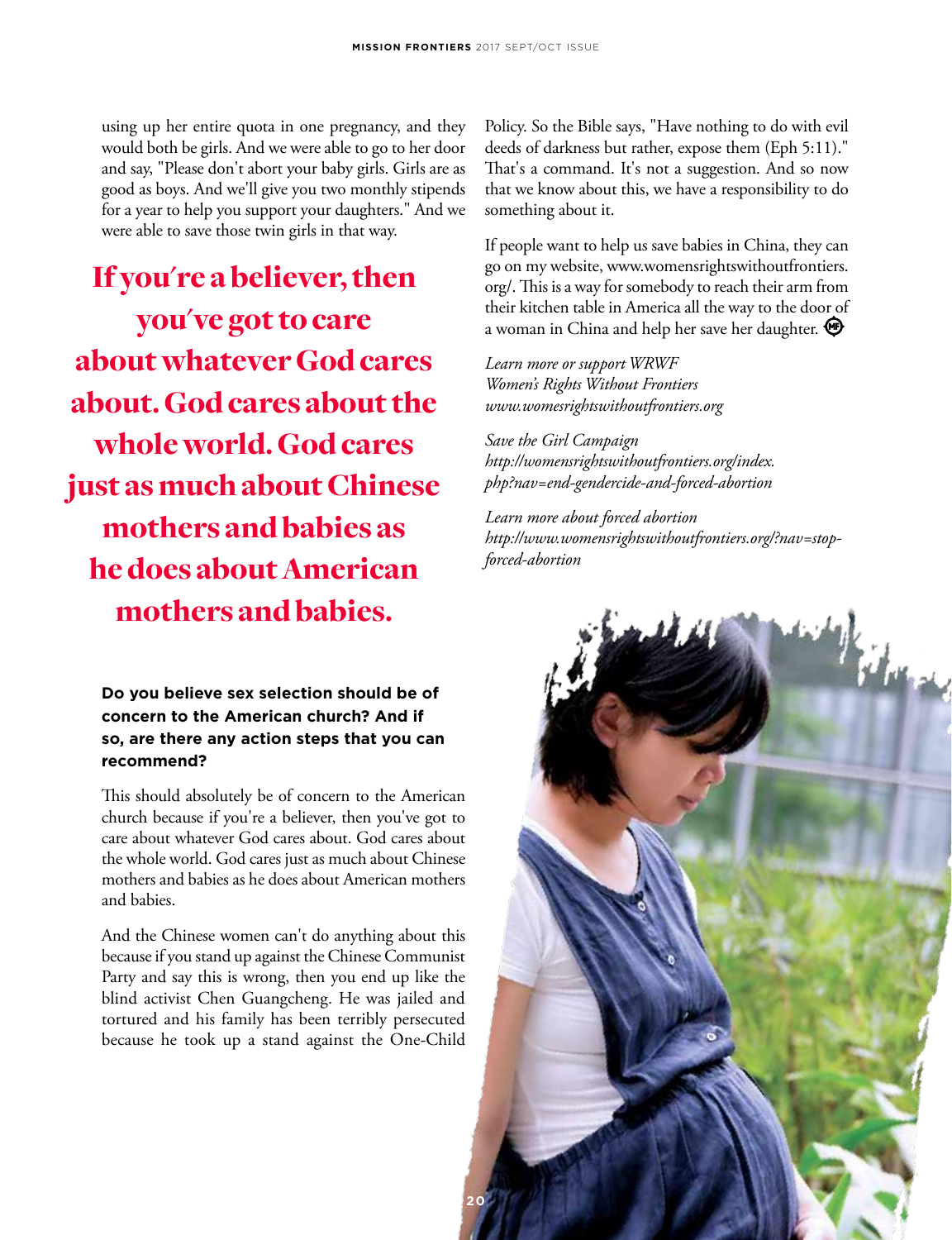using up her entire quota in one pregnancy, and they would both be girls. And we were able to go to her door and say, "Please don't abort your baby girls. Girls are as good as boys. And we'll give you two monthly stipends for a year to help you support your daughters." And we were able to save those twin girls in that way.

**If you're a believer, then you've got to care about whatever God cares about. God cares about the whole world. God cares just as much about Chinese mothers and babies as he does about American mothers and babies.**

**Do you believe sex selection should be of concern to the American church? And if so, are there any action steps that you can recommend?**

This should absolutely be of concern to the American church because if you're a believer, then you've got to care about whatever God cares about. God cares about the whole world. God cares just as much about Chinese mothers and babies as he does about American mothers and babies.

And the Chinese women can't do anything about this because if you stand up against the Chinese Communist Party and say this is wrong, then you end up like the blind activist Chen Guangcheng. He was jailed and tortured and his family has been terribly persecuted because he took up a stand against the One-Child Policy. So the Bible says, "Have nothing to do with evil deeds of darkness but rather, expose them (Eph 5:11)." That's a command. It's not a suggestion. And so now that we know about this, we have a responsibility to do something about it.

If people want to help us save babies in China, they can go on my website, www.womensrightswithoutfrontiers.org/. This is a way for somebody to reach their arm from their kitchen table in America all the way to the door of a woman in China and help her save her daughter.

*Learn more or support WRWF*
*Women's Rights Without Frontiers*
*www.womesrightswithoutfrontiers.org*

*Save the Girl Campaign*
*http://womensrightswithoutfrontiers.org/index.php?nav=end-gendercide-and-forced-abortion*

*Learn more about forced abortion*
*http://www.womensrightswithoutfrontiers.org/?nav=stop-forced-abortion*